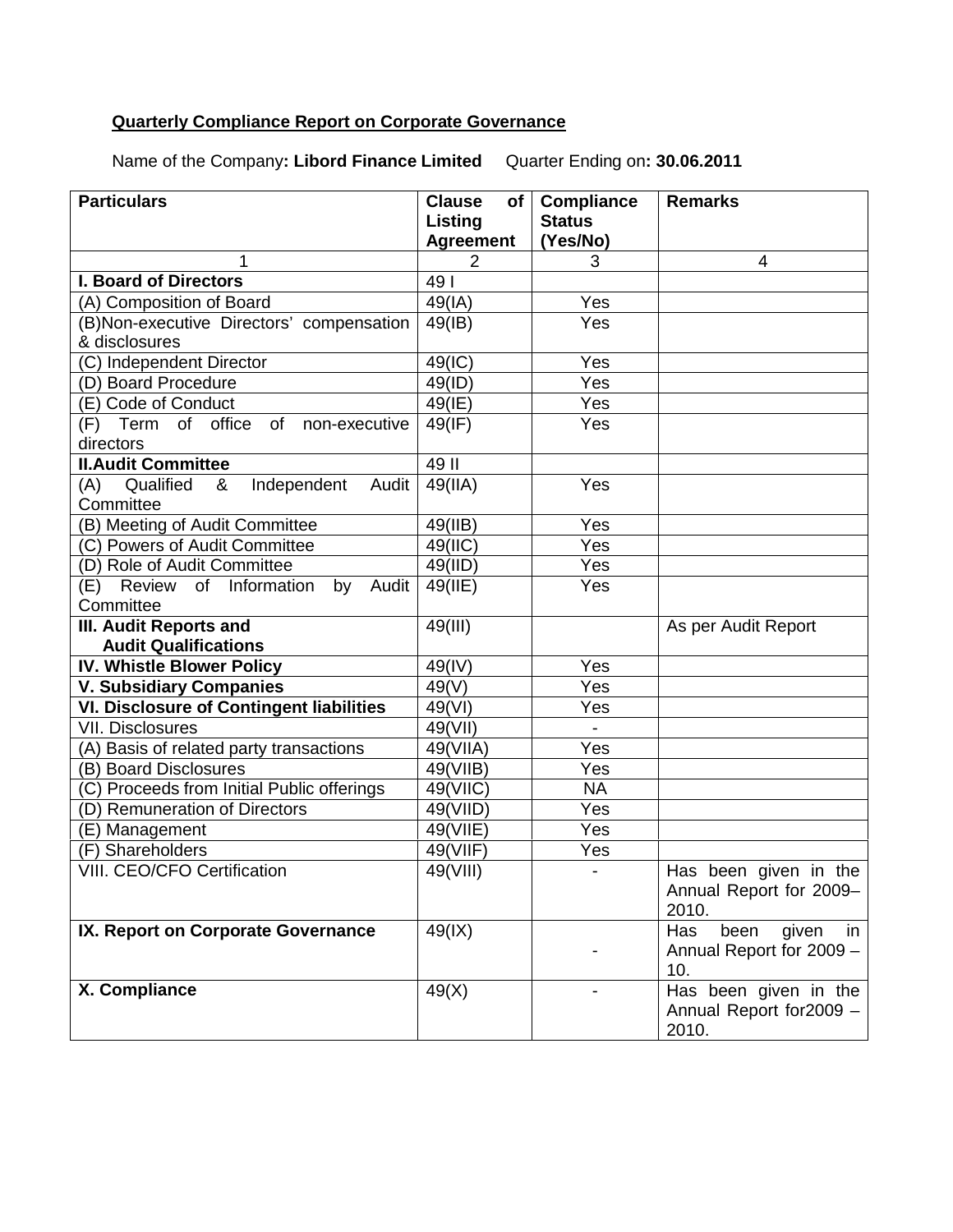**Quarterly Compliance Report on Corporate Governance**

Name of the Company**: Libord Finance Limited** Quarter Ending on**: 30.06.2011**

| Particulars | Clause of Listing Agreement | Compliance Status (Yes/No) | Remarks |
|---|---|---|---|
| 1 | 2 | 3 | 4 |
| **I. Board of Directors** | 49 I | | |
| (A) Composition of Board | 49(IA) | Yes | |
| (B)Non-executive Directors' compensation & disclosures | 49(IB) | Yes | |
| (C) Independent Director | 49(IC) | Yes | |
| (D) Board Procedure | 49(ID) | Yes | |
| (E) Code of Conduct | 49(IE) | Yes | |
| (F) Term of office of non-executive directors | 49(IF) | Yes | |
| **II.Audit Committee** | 49 II | | |
| (A) Qualified & Independent Audit Committee | 49(IIA) | Yes | |
| (B) Meeting of Audit Committee | 49(IIB) | Yes | |
| (C) Powers of Audit Committee | 49(IIC) | Yes | |
| (D) Role of Audit Committee | 49(IID) | Yes | |
| (E) Review of Information by Audit Committee | 49(IIE) | Yes | |
| **III. Audit Reports and Audit Qualifications** | 49(III) | | As per Audit Report |
| **IV. Whistle Blower Policy** | 49(IV) | Yes | |
| **V. Subsidiary Companies** | 49(V) | Yes | |
| **VI. Disclosure of Contingent liabilities** | 49(VI) | Yes | |
| VII. Disclosures | 49(VII) | - | |
| (A) Basis of related party transactions | 49(VIIA) | Yes | |
| (B) Board Disclosures | 49(VIIB) | Yes | |
| (C) Proceeds from Initial Public offerings | 49(VIIC) | NA | |
| (D) Remuneration of Directors | 49(VIID) | Yes | |
| (E) Management | 49(VIIE) | Yes | |
| (F) Shareholders | 49(VIIF) | Yes | |
| VIII. CEO/CFO Certification | 49(VIII) | - | Has been given in the Annual Report for 2009–2010. |
| **IX. Report on Corporate Governance** | 49(IX) | - | Has been given in Annual Report for 2009 – 10. |
| **X. Compliance** | 49(X) | - | Has been given in the Annual Report for2009 – 2010. |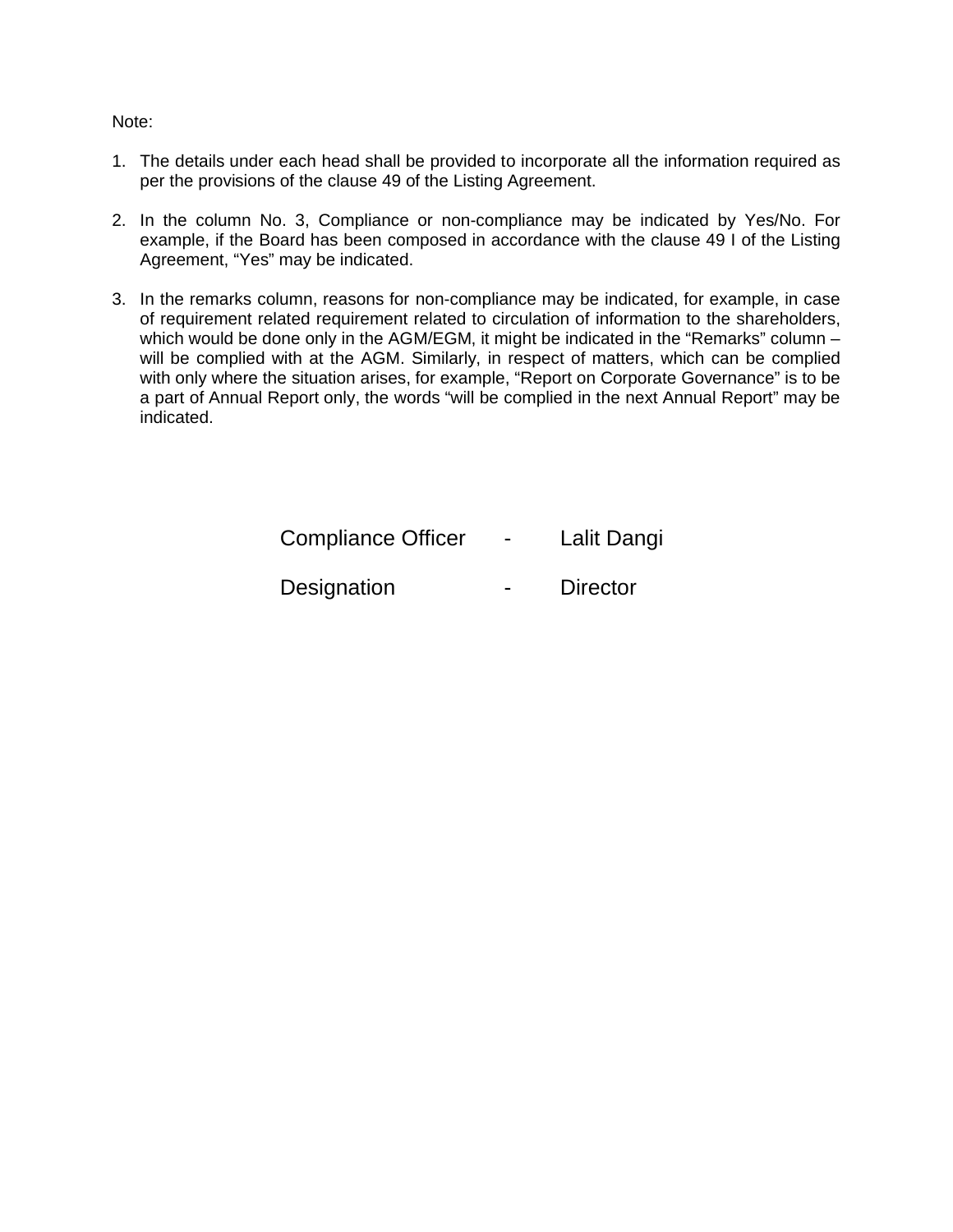Note:

1. The details under each head shall be provided to incorporate all the information required as per the provisions of the clause 49 of the Listing Agreement.

2. In the column No. 3, Compliance or non-compliance may be indicated by Yes/No. For example, if the Board has been composed in accordance with the clause 49 I of the Listing Agreement, "Yes" may be indicated.

3. In the remarks column, reasons for non-compliance may be indicated, for example, in case of requirement related requirement related to circulation of information to the shareholders, which would be done only in the AGM/EGM, it might be indicated in the "Remarks" column – will be complied with at the AGM. Similarly, in respect of matters, which can be complied with only where the situation arises, for example, "Report on Corporate Governance" is to be a part of Annual Report only, the words "will be complied in the next Annual Report" may be indicated.

Compliance Officer - Lalit Dangi

Designation - Director